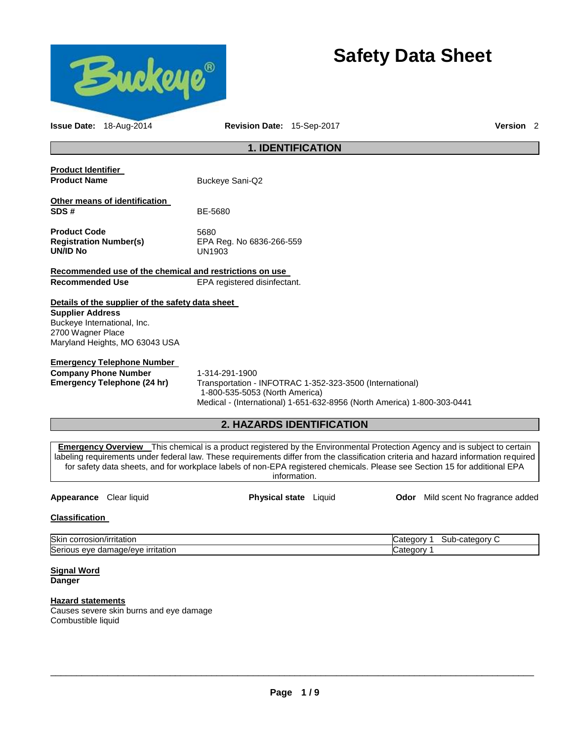# Safety Data Sheet

**Issue Date:** 18-Aug-2014 **Revision Date:** 15-Sep-2017 **Version** 2

## 1. IDENTIFICATION

**Product Identifier**

**Product Name** Buckeye Sani-Q2

**Other means of identification**

**SDS #** BE-5680

**Product Code** 5680
**Registration Number(s)** EPA Reg. No 6836-266-559
**UN/ID No** UN1903

**Recommended use of the chemical and restrictions on use**

**Recommended Use** EPA registered disinfectant.

**Details of the supplier of the safety data sheet**

**Supplier Address**
Buckeye International, Inc.
2700 Wagner Place
Maryland Heights, MO 63043 USA

**Emergency Telephone Number**

**Company Phone Number** 1-314-291-1900
**Emergency Telephone (24 hr)** Transportation - INFOTRAC 1-352-323-3500 (International)
1-800-535-5053 (North America)
Medical - (International) 1-651-632-8956 (North America) 1-800-303-0441

## 2. HAZARDS IDENTIFICATION

**Emergency Overview** This chemical is a product registered by the Environmental Protection Agency and is subject to certain labeling requirements under federal law. These requirements differ from the classification criteria and hazard information required for safety data sheets, and for workplace labels of non-EPA registered chemicals. Please see Section 15 for additional EPA information.

**Appearance** Clear liquid **Physical state** Liquid **Odor** Mild scent No fragrance added

**Classification**

| | |
|---|---|
| Skin corrosion/irritation | Category 1 Sub-category C |
| Serious eye damage/eye irritation | Category 1 |

**Signal Word**
**Danger**

**Hazard statements**
Causes severe skin burns and eye damage
Combustible liquid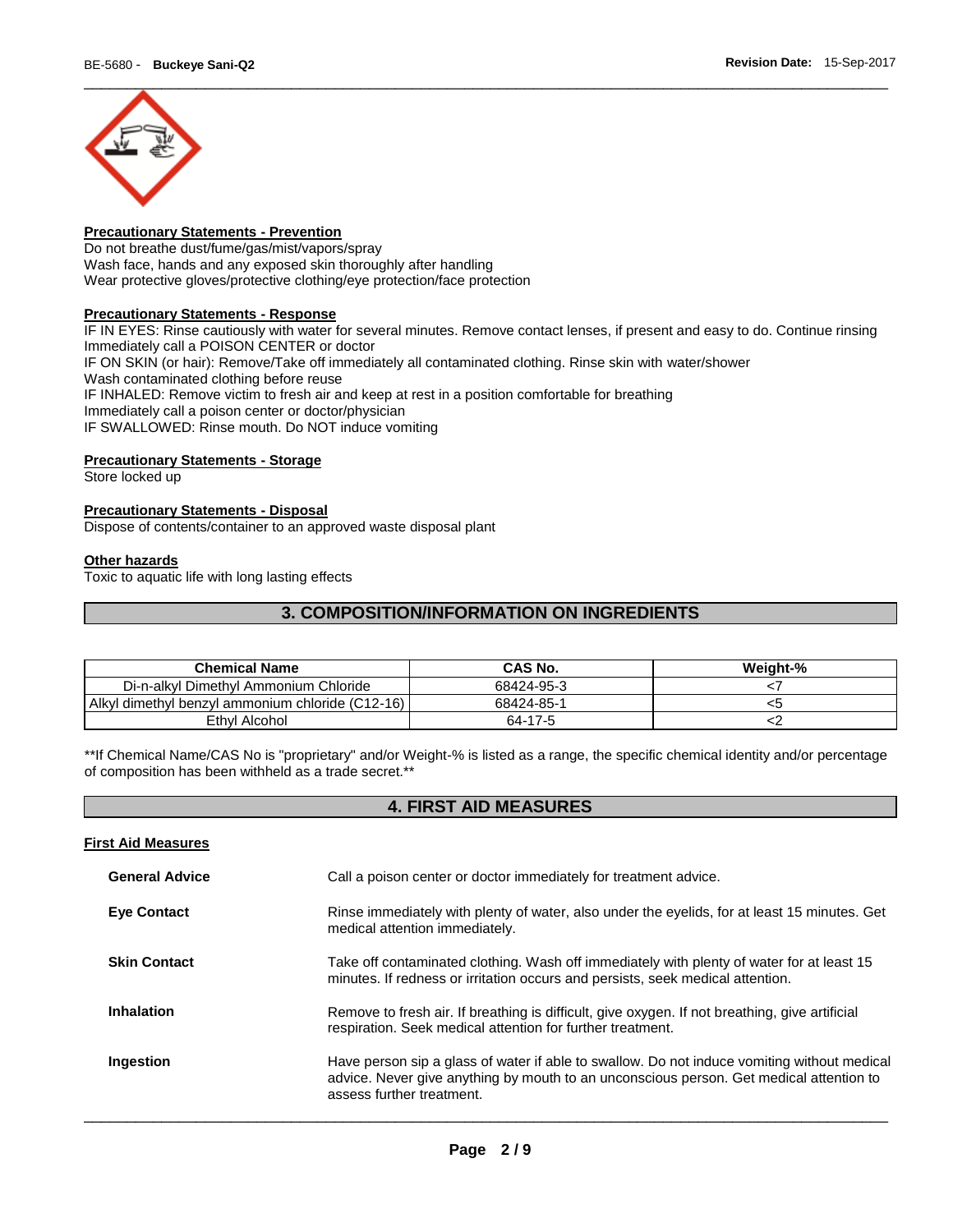**Precautionary Statements - Prevention**

Do not breathe dust/fume/gas/mist/vapors/spray
Wash face, hands and any exposed skin thoroughly after handling
Wear protective gloves/protective clothing/eye protection/face protection

**Precautionary Statements - Response**

IF IN EYES: Rinse cautiously with water for several minutes. Remove contact lenses, if present and easy to do. Continue rinsing
Immediately call a POISON CENTER or doctor
IF ON SKIN (or hair): Remove/Take off immediately all contaminated clothing. Rinse skin with water/shower
Wash contaminated clothing before reuse
IF INHALED: Remove victim to fresh air and keep at rest in a position comfortable for breathing
Immediately call a poison center or doctor/physician
IF SWALLOWED: Rinse mouth. Do NOT induce vomiting

**Precautionary Statements - Storage**

Store locked up

**Precautionary Statements - Disposal**

Dispose of contents/container to an approved waste disposal plant

**Other hazards**

Toxic to aquatic life with long lasting effects

## 3. COMPOSITION/INFORMATION ON INGREDIENTS

| Chemical Name | CAS No. | Weight-% |
|---|---|---|
| Di-n-alkyl Dimethyl Ammonium Chloride | 68424-95-3 | <7 |
| Alkyl dimethyl benzyl ammonium chloride (C12-16) | 68424-85-1 | <5 |
| Ethyl Alcohol | 64-17-5 | <2 |

**If Chemical Name/CAS No is "proprietary" and/or Weight-% is listed as a range, the specific chemical identity and/or percentage of composition has been withheld as a trade secret.**

## 4. FIRST AID MEASURES

**First Aid Measures**

**General Advice** Call a poison center or doctor immediately for treatment advice.

**Eye Contact** Rinse immediately with plenty of water, also under the eyelids, for at least 15 minutes. Get medical attention immediately.

**Skin Contact** Take off contaminated clothing. Wash off immediately with plenty of water for at least 15 minutes. If redness or irritation occurs and persists, seek medical attention.

**Inhalation** Remove to fresh air. If breathing is difficult, give oxygen. If not breathing, give artificial respiration. Seek medical attention for further treatment.

**Ingestion** Have person sip a glass of water if able to swallow. Do not induce vomiting without medical advice. Never give anything by mouth to an unconscious person. Get medical attention to assess further treatment.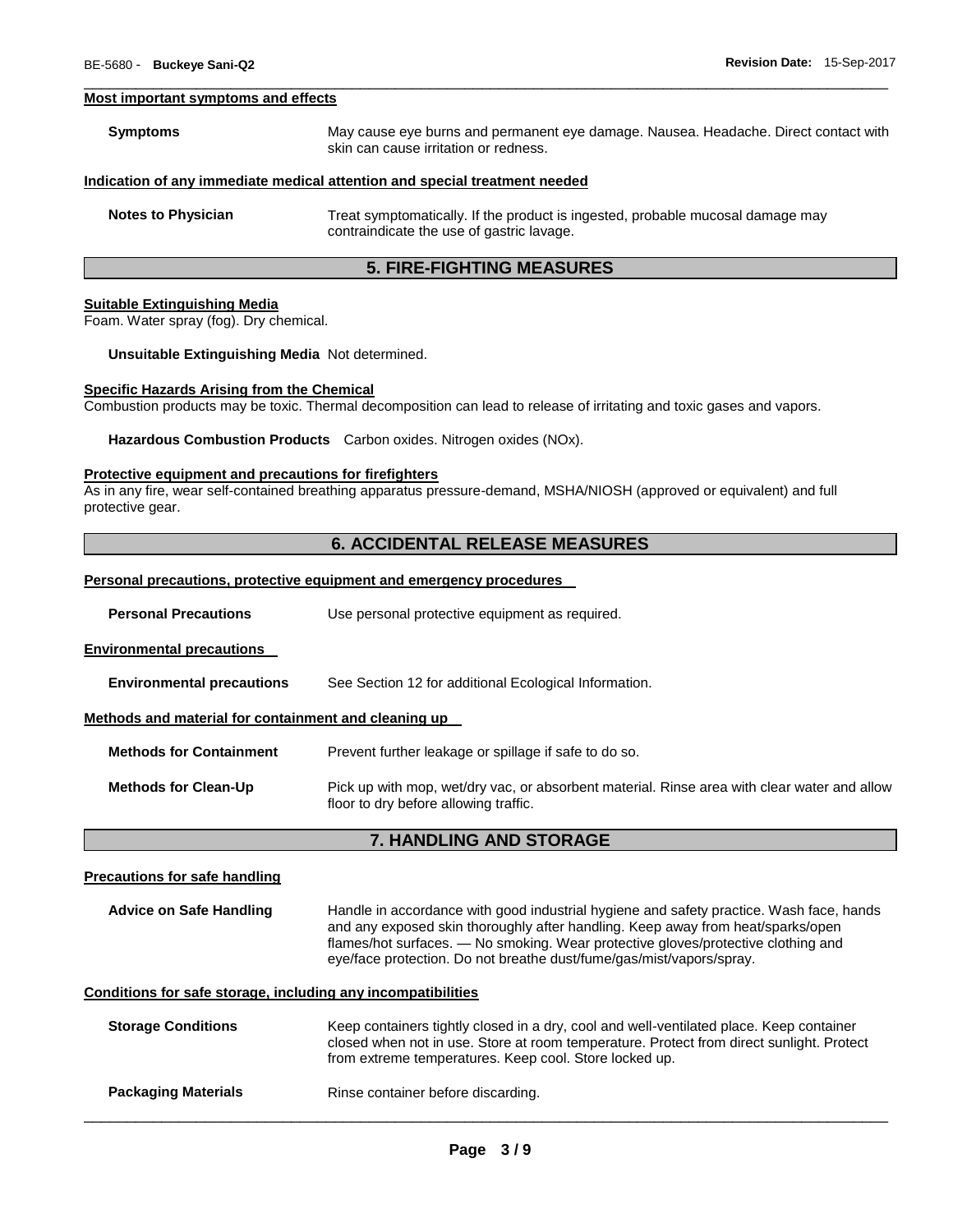#### Most important symptoms and effects

**Symptoms** May cause eye burns and permanent eye damage. Nausea. Headache. Direct contact with skin can cause irritation or redness.

#### Indication of any immediate medical attention and special treatment needed

**Notes to Physician** Treat symptomatically. If the product is ingested, probable mucosal damage may contraindicate the use of gastric lavage.

## 5. FIRE-FIGHTING MEASURES

#### Suitable Extinguishing Media

Foam. Water spray (fog). Dry chemical.

**Unsuitable Extinguishing Media** Not determined.

#### Specific Hazards Arising from the Chemical

Combustion products may be toxic. Thermal decomposition can lead to release of irritating and toxic gases and vapors.

**Hazardous Combustion Products** Carbon oxides. Nitrogen oxides (NOx).

#### Protective equipment and precautions for firefighters

As in any fire, wear self-contained breathing apparatus pressure-demand, MSHA/NIOSH (approved or equivalent) and full protective gear.

## 6. ACCIDENTAL RELEASE MEASURES

#### Personal precautions, protective equipment and emergency procedures

**Personal Precautions** Use personal protective equipment as required.

#### Environmental precautions

**Environmental precautions** See Section 12 for additional Ecological Information.

#### Methods and material for containment and cleaning up

**Methods for Containment** Prevent further leakage or spillage if safe to do so.

**Methods for Clean-Up** Pick up with mop, wet/dry vac, or absorbent material. Rinse area with clear water and allow floor to dry before allowing traffic.

## 7. HANDLING AND STORAGE

#### Precautions for safe handling

**Advice on Safe Handling** Handle in accordance with good industrial hygiene and safety practice. Wash face, hands and any exposed skin thoroughly after handling. Keep away from heat/sparks/open flames/hot surfaces. — No smoking. Wear protective gloves/protective clothing and eye/face protection. Do not breathe dust/fume/gas/mist/vapors/spray.

#### Conditions for safe storage, including any incompatibilities

**Storage Conditions** Keep containers tightly closed in a dry, cool and well-ventilated place. Keep container closed when not in use. Store at room temperature. Protect from direct sunlight. Protect from extreme temperatures. Keep cool. Store locked up.

**Packaging Materials** Rinse container before discarding.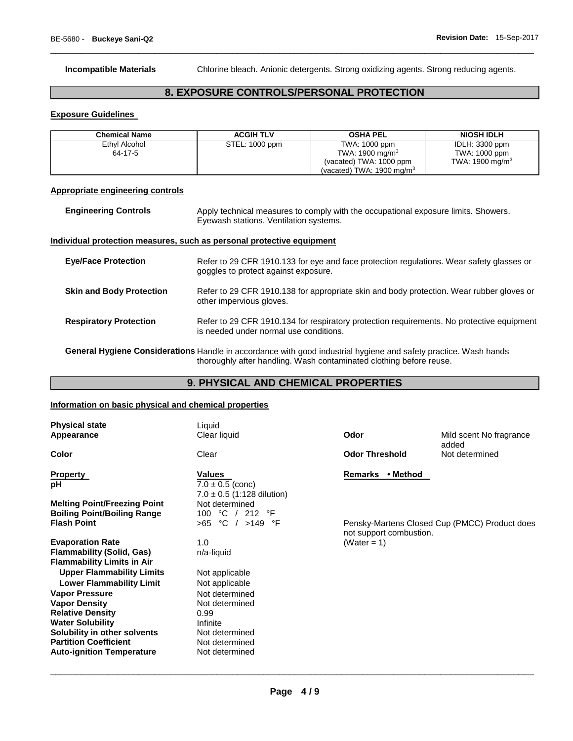**Incompatible Materials** Chlorine bleach. Anionic detergents. Strong oxidizing agents. Strong reducing agents.

## 8. EXPOSURE CONTROLS/PERSONAL PROTECTION

### Exposure Guidelines

| Chemical Name | ACGIH TLV | OSHA PEL | NIOSH IDLH |
|---|---|---|---|
| Ethyl Alcohol<br>64-17-5 | STEL: 1000 ppm | TWA: 1000 ppm<br>TWA: 1900 mg/m$^3$<br>(vacated) TWA: 1000 ppm<br>(vacated) TWA: 1900 mg/m$^3$ | IDLH: 3300 ppm<br>TWA: 1000 ppm<br>TWA: 1900 mg/m$^3$ |

### Appropriate engineering controls

**Engineering Controls** Apply technical measures to comply with the occupational exposure limits. Showers. Eyewash stations. Ventilation systems.

### Individual protection measures, such as personal protective equipment

**Eye/Face Protection** Refer to 29 CFR 1910.133 for eye and face protection regulations. Wear safety glasses or goggles to protect against exposure.

**Skin and Body Protection** Refer to 29 CFR 1910.138 for appropriate skin and body protection. Wear rubber gloves or other impervious gloves.

**Respiratory Protection** Refer to 29 CFR 1910.134 for respiratory protection requirements. No protective equipment is needed under normal use conditions.

**General Hygiene Considerations** Handle in accordance with good industrial hygiene and safety practice. Wash hands thoroughly after handling. Wash contaminated clothing before reuse.

## 9. PHYSICAL AND CHEMICAL PROPERTIES

### Information on basic physical and chemical properties

| | | | |
|---|---|---|---|
| **Physical state** | Liquid | | |
| **Appearance** | Clear liquid | **Odor** | Mild scent No fragrance added |
| **Color** | Clear | **Odor Threshold** | Not determined |

| **Property** | **Values** | **Remarks • Method** |
|---|---|---|
| **pH** | 7.0 ± 0.5 (conc)<br>7.0 ± 0.5 (1:128 dilution) | |
| **Melting Point/Freezing Point** | Not determined | |
| **Boiling Point/Boiling Range** | 100 °C / 212 °F | |
| **Flash Point** | >65 °C / >149 °F | Pensky-Martens Closed Cup (PMCC) Product does not support combustion. |
| **Evaporation Rate** | 1.0 | (Water = 1) |
| **Flammability (Solid, Gas)** | n/a-liquid | |
| **Flammability Limits in Air** | | |
| **Upper Flammability Limits** | Not applicable | |
| **Lower Flammability Limit** | Not applicable | |
| **Vapor Pressure** | Not determined | |
| **Vapor Density** | Not determined | |
| **Relative Density** | 0.99 | |
| **Water Solubility** | Infinite | |
| **Solubility in other solvents** | Not determined | |
| **Partition Coefficient** | Not determined | |
| **Auto-ignition Temperature** | Not determined | |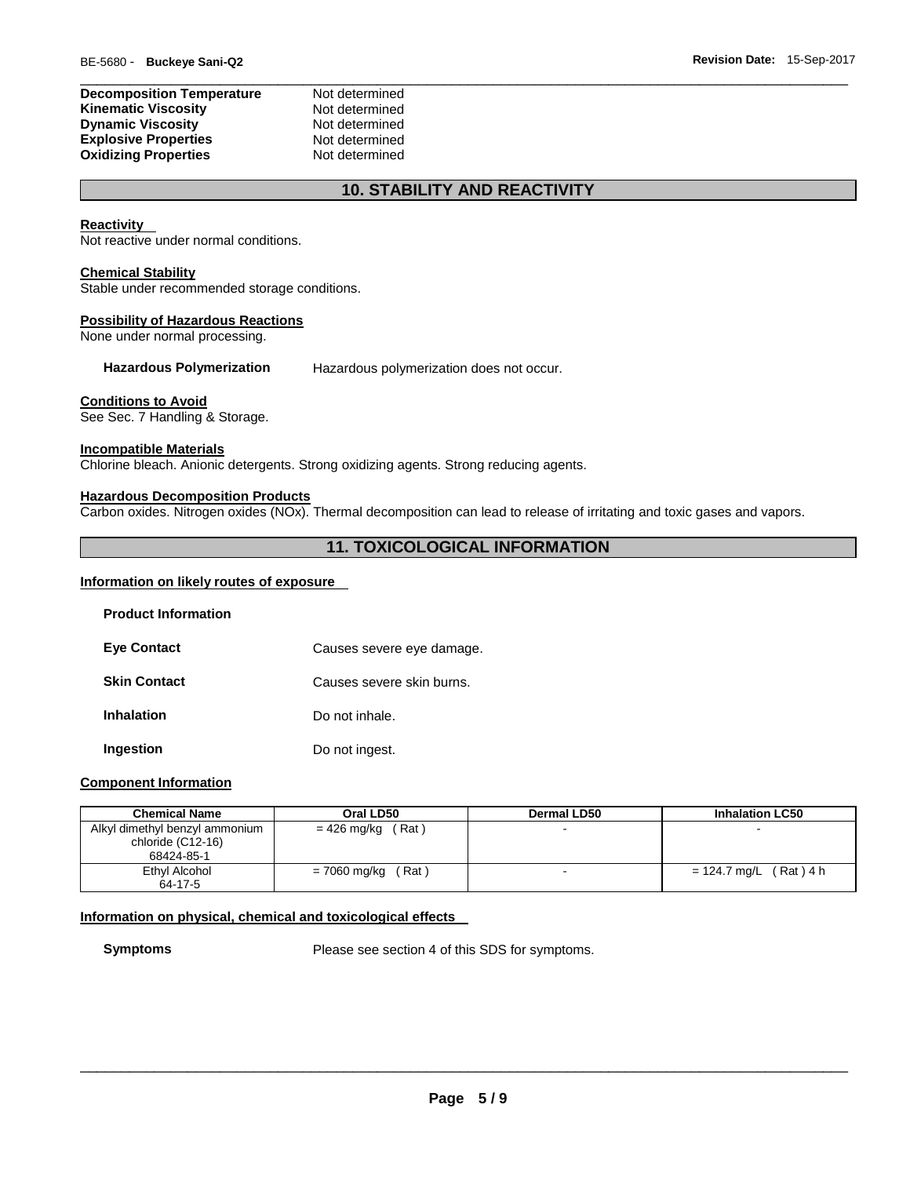| | |
|---|---|
| **Decomposition Temperature** | Not determined |
| **Kinematic Viscosity** | Not determined |
| **Dynamic Viscosity** | Not determined |
| **Explosive Properties** | Not determined |
| **Oxidizing Properties** | Not determined |

## 10. STABILITY AND REACTIVITY

**Reactivity**
Not reactive under normal conditions.

**Chemical Stability**
Stable under recommended storage conditions.

**Possibility of Hazardous Reactions**
None under normal processing.

**Hazardous Polymerization** Hazardous polymerization does not occur.

**Conditions to Avoid**
See Sec. 7 Handling & Storage.

**Incompatible Materials**
Chlorine bleach. Anionic detergents. Strong oxidizing agents. Strong reducing agents.

**Hazardous Decomposition Products**
Carbon oxides. Nitrogen oxides (NOx). Thermal decomposition can lead to release of irritating and toxic gases and vapors.

## 11. TOXICOLOGICAL INFORMATION

**Information on likely routes of exposure**

**Product Information**

**Eye Contact** Causes severe eye damage.

**Skin Contact** Causes severe skin burns.

**Inhalation** Do not inhale.

**Ingestion** Do not ingest.

**Component Information**

| Chemical Name | Oral LD50 | Dermal LD50 | Inhalation LC50 |
|---|---|---|---|
| Alkyl dimethyl benzyl ammonium chloride (C12-16) 68424-85-1 | = 426 mg/kg ( Rat ) | - | - |
| Ethyl Alcohol 64-17-5 | = 7060 mg/kg ( Rat ) | - | = 124.7 mg/L ( Rat ) 4 h |

**Information on physical, chemical and toxicological effects**

**Symptoms** Please see section 4 of this SDS for symptoms.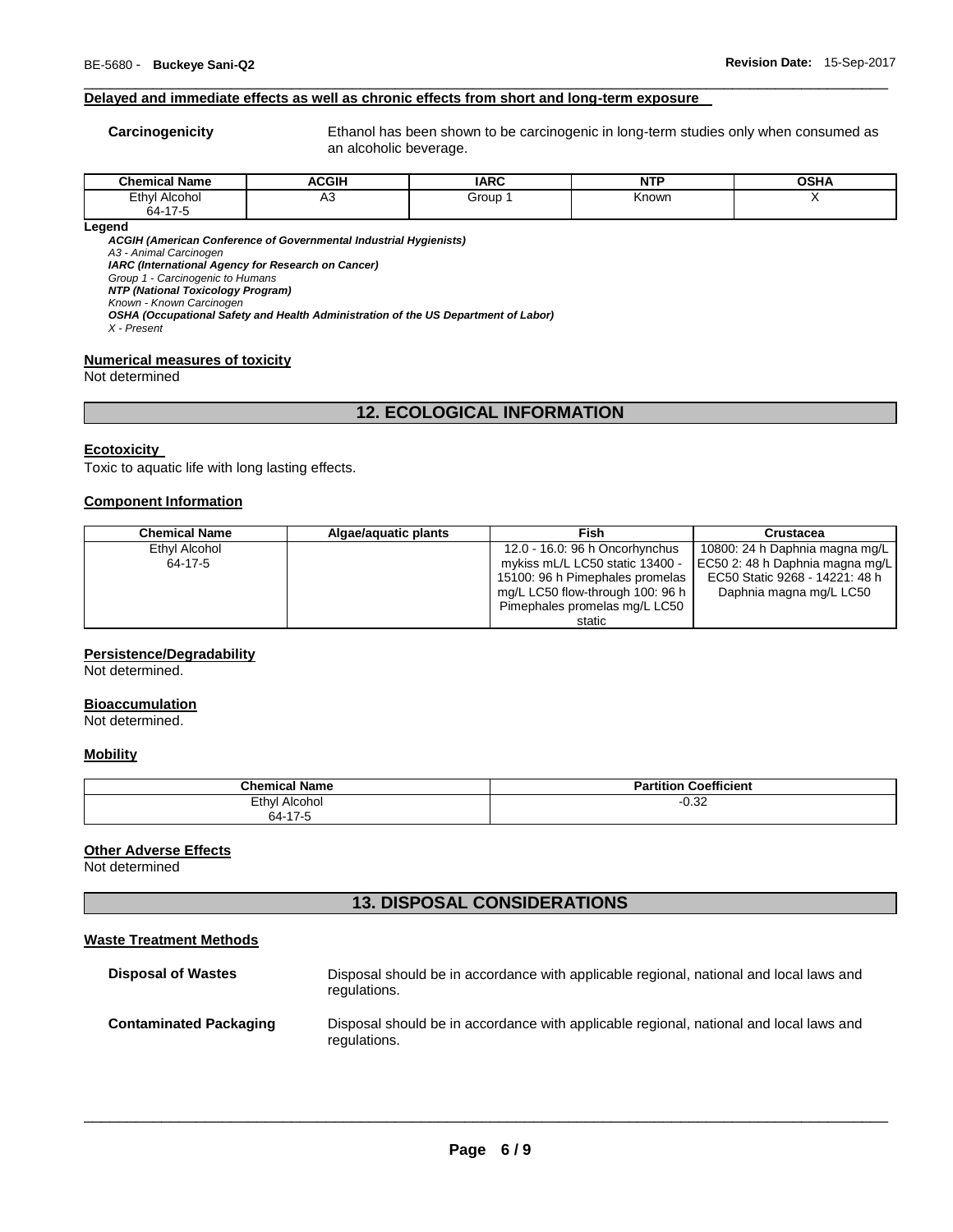**Delayed and immediate effects as well as chronic effects from short and long-term exposure**

**Carcinogenicity** Ethanol has been shown to be carcinogenic in long-term studies only when consumed as an alcoholic beverage.

| Chemical Name | ACGIH | IARC | NTP | OSHA |
|---|---|---|---|---|
| Ethyl Alcohol 64-17-5 | A3 | Group 1 | Known | X |

**Legend**

***ACGIH (American Conference of Governmental Industrial Hygienists)***
*A3 - Animal Carcinogen*
***IARC (International Agency for Research on Cancer)***
*Group 1 - Carcinogenic to Humans*
***NTP (National Toxicology Program)***
*Known - Known Carcinogen*
***OSHA (Occupational Safety and Health Administration of the US Department of Labor)***
*X - Present*

**Numerical measures of toxicity**

Not determined

## 12. ECOLOGICAL INFORMATION

**Ecotoxicity**

Toxic to aquatic life with long lasting effects.

**Component Information**

| Chemical Name | Algae/aquatic plants | Fish | Crustacea |
|---|---|---|---|
| Ethyl Alcohol 64-17-5 | | 12.0 - 16.0: 96 h Oncorhynchus mykiss mL/L LC50 static 13400 - 15100: 96 h Pimephales promelas mg/L LC50 flow-through 100: 96 h Pimephales promelas mg/L LC50 static | 10800: 24 h Daphnia magna mg/L EC50 2: 48 h Daphnia magna mg/L EC50 Static 9268 - 14221: 48 h Daphnia magna mg/L LC50 |

**Persistence/Degradability**

Not determined.

**Bioaccumulation**

Not determined.

**Mobility**

| Chemical Name | Partition Coefficient |
|---|---|
| Ethyl Alcohol 64-17-5 | -0.32 |

**Other Adverse Effects**

Not determined

## 13. DISPOSAL CONSIDERATIONS

**Waste Treatment Methods**

**Disposal of Wastes** Disposal should be in accordance with applicable regional, national and local laws and regulations.

**Contaminated Packaging** Disposal should be in accordance with applicable regional, national and local laws and regulations.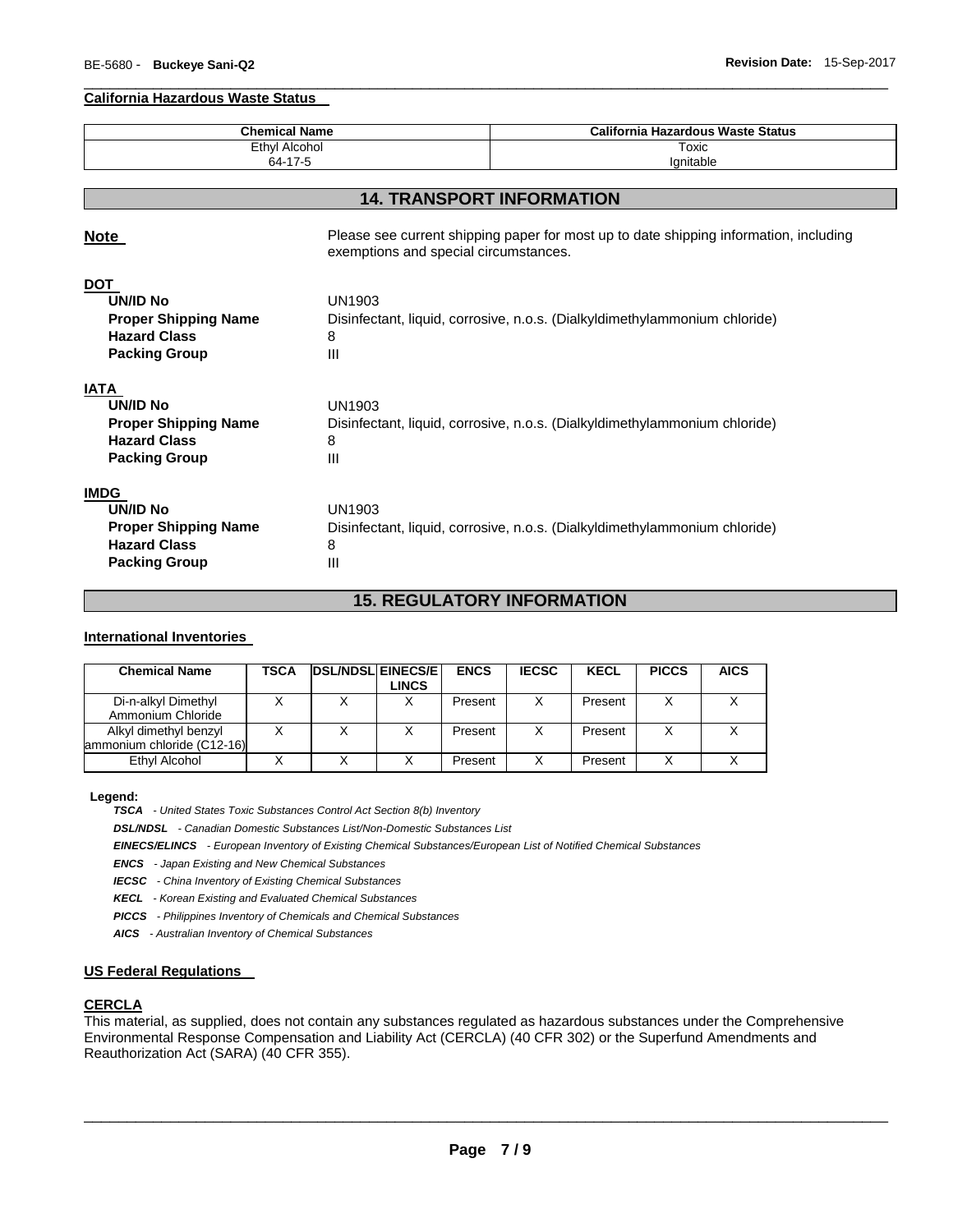**California Hazardous Waste Status**

| Chemical Name | California Hazardous Waste Status |
| --- | --- |
| Ethyl Alcohol<br>64-17-5 | Toxic<br>Ignitable |

## 14. TRANSPORT INFORMATION

**Note** Please see current shipping paper for most up to date shipping information, including exemptions and special circumstances.

**DOT**

**UN/ID No** UN1903
**Proper Shipping Name** Disinfectant, liquid, corrosive, n.o.s. (Dialkyldimethylammonium chloride)
**Hazard Class** 8
**Packing Group** III

**IATA**

**UN/ID No** UN1903
**Proper Shipping Name** Disinfectant, liquid, corrosive, n.o.s. (Dialkyldimethylammonium chloride)
**Hazard Class** 8
**Packing Group** III

**IMDG**

**UN/ID No** UN1903
**Proper Shipping Name** Disinfectant, liquid, corrosive, n.o.s. (Dialkyldimethylammonium chloride)
**Hazard Class** 8
**Packing Group** III

## 15. REGULATORY INFORMATION

**International Inventories**

| Chemical Name | TSCA | DSL/NDSL | EINECS/ELINCS | ENCS | IECSC | KECL | PICCS | AICS |
| --- | --- | --- | --- | --- | --- | --- | --- | --- |
| Di-n-alkyl Dimethyl Ammonium Chloride | X | X | X | Present | X | Present | X | X |
| Alkyl dimethyl benzyl ammonium chloride (C12-16) | X | X | X | Present | X | Present | X | X |
| Ethyl Alcohol | X | X | X | Present | X | Present | X | X |

**Legend:**

***TSCA*** *- United States Toxic Substances Control Act Section 8(b) Inventory*
***DSL/NDSL*** *- Canadian Domestic Substances List/Non-Domestic Substances List*
***EINECS/ELINCS*** *- European Inventory of Existing Chemical Substances/European List of Notified Chemical Substances*
***ENCS*** *- Japan Existing and New Chemical Substances*
***IECSC*** *- China Inventory of Existing Chemical Substances*
***KECL*** *- Korean Existing and Evaluated Chemical Substances*
***PICCS*** *- Philippines Inventory of Chemicals and Chemical Substances*
***AICS*** *- Australian Inventory of Chemical Substances*

**US Federal Regulations**

**CERCLA**

This material, as supplied, does not contain any substances regulated as hazardous substances under the Comprehensive Environmental Response Compensation and Liability Act (CERCLA) (40 CFR 302) or the Superfund Amendments and Reauthorization Act (SARA) (40 CFR 355).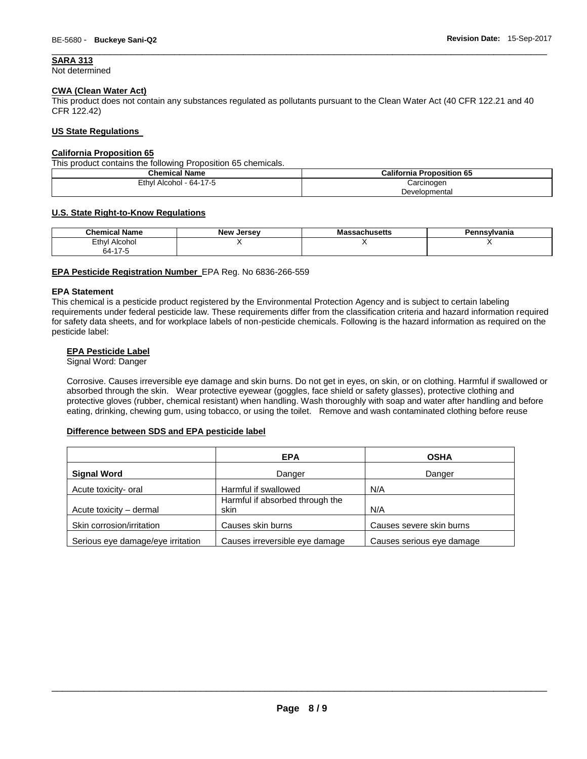#### SARA 313
Not determined

#### CWA (Clean Water Act)
This product does not contain any substances regulated as pollutants pursuant to the Clean Water Act (40 CFR 122.21 and 40 CFR 122.42)

#### US State Regulations

#### California Proposition 65
This product contains the following Proposition 65 chemicals.

| Chemical Name | California Proposition 65 |
|---|---|
| Ethyl Alcohol - 64-17-5 | Carcinogen<br>Developmental |

#### U.S. State Right-to-Know Regulations

| Chemical Name | New Jersey | Massachusetts | Pennsylvania |
|---|---|---|---|
| Ethyl Alcohol<br>64-17-5 | X | X | X |

**EPA Pesticide Registration Number** EPA Reg. No 6836-266-559

**EPA Statement**
This chemical is a pesticide product registered by the Environmental Protection Agency and is subject to certain labeling requirements under federal pesticide law. These requirements differ from the classification criteria and hazard information required for safety data sheets, and for workplace labels of non-pesticide chemicals. Following is the hazard information as required on the pesticide label:

**EPA Pesticide Label**
Signal Word: Danger

Corrosive. Causes irreversible eye damage and skin burns. Do not get in eyes, on skin, or on clothing. Harmful if swallowed or absorbed through the skin. Wear protective eyewear (goggles, face shield or safety glasses), protective clothing and protective gloves (rubber, chemical resistant) when handling. Wash thoroughly with soap and water after handling and before eating, drinking, chewing gum, using tobacco, or using the toilet. Remove and wash contaminated clothing before reuse

#### Difference between SDS and EPA pesticide label

| | EPA | OSHA |
|---|---|---|
| **Signal Word** | Danger | Danger |
| Acute toxicity- oral | Harmful if swallowed | N/A |
| Acute toxicity – dermal | Harmful if absorbed through the skin | N/A |
| Skin corrosion/irritation | Causes skin burns | Causes severe skin burns |
| Serious eye damage/eye irritation | Causes irreversible eye damage | Causes serious eye damage |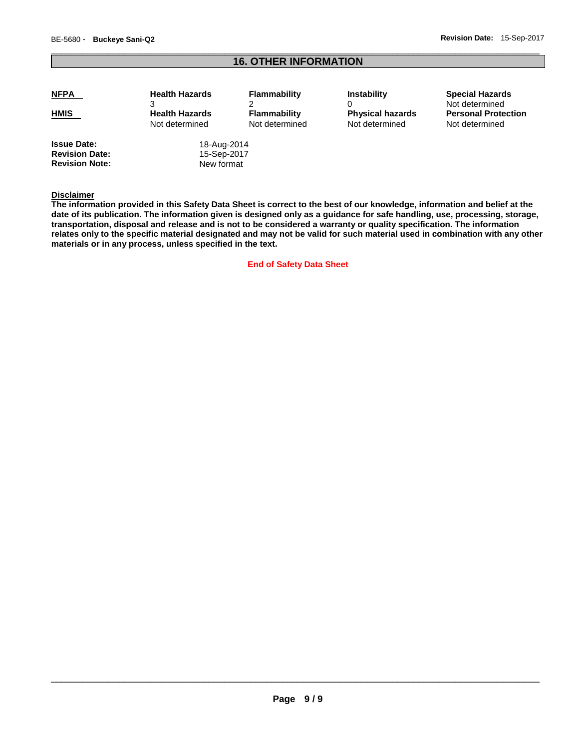## 16. OTHER INFORMATION

| | | | | |
|---|---|---|---|---|
| **NFPA** | **Health Hazards**<br>3 | **Flammability**<br>2 | **Instability**<br>0 | **Special Hazards**<br>Not determined |
| **HMIS** | **Health Hazards**<br>Not determined | **Flammability**<br>Not determined | **Physical hazards**<br>Not determined | **Personal Protection**<br>Not determined |

**Issue Date:** 18-Aug-2014
**Revision Date:** 15-Sep-2017
**Revision Note:** New format

**Disclaimer**

**The information provided in this Safety Data Sheet is correct to the best of our knowledge, information and belief at the date of its publication. The information given is designed only as a guidance for safe handling, use, processing, storage, transportation, disposal and release and is not to be considered a warranty or quality specification. The information relates only to the specific material designated and may not be valid for such material used in combination with any other materials or in any process, unless specified in the text.**

**End of Safety Data Sheet**